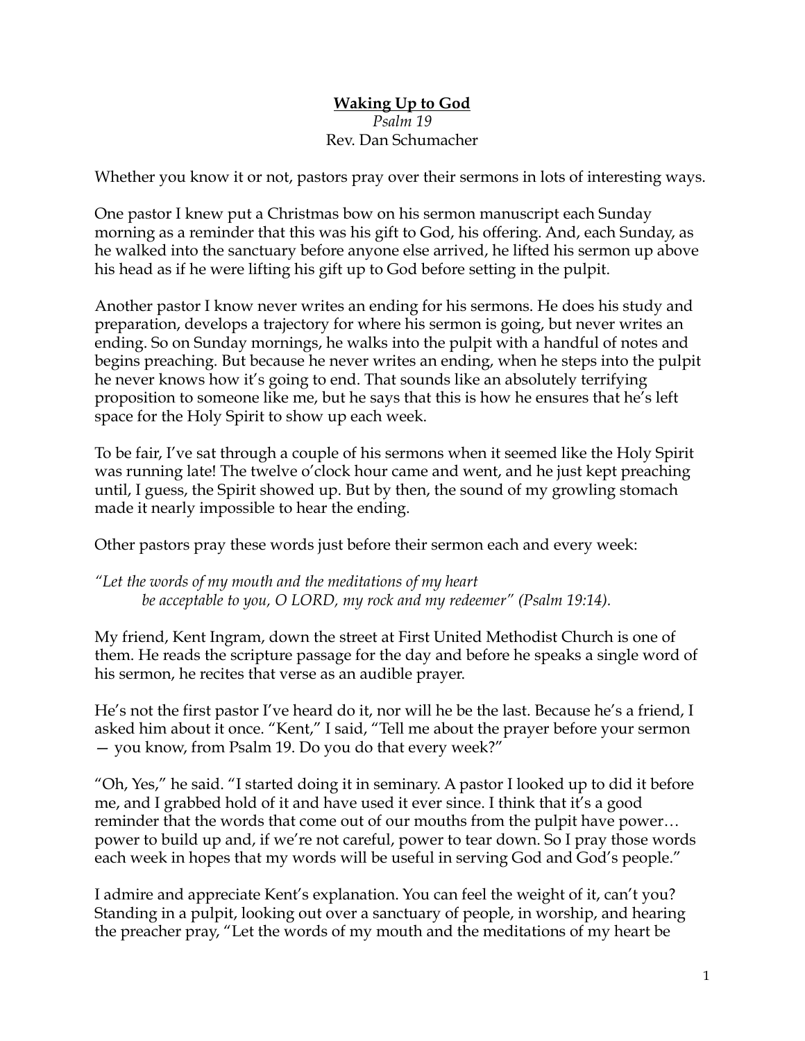# **Waking Up to God**

*Psalm 19*

Rev. Dan Schumacher

Whether you know it or not, pastors pray over their sermons in lots of interesting ways.

One pastor I knew put a Christmas bow on his sermon manuscript each Sunday morning as a reminder that this was his gift to God, his offering. And, each Sunday, as he walked into the sanctuary before anyone else arrived, he lifted his sermon up above his head as if he were lifting his gift up to God before setting in the pulpit.

Another pastor I know never writes an ending for his sermons. He does his study and preparation, develops a trajectory for where his sermon is going, but never writes an ending. So on Sunday mornings, he walks into the pulpit with a handful of notes and begins preaching. But because he never writes an ending, when he steps into the pulpit he never knows how it's going to end. That sounds like an absolutely terrifying proposition to someone like me, but he says that this is how he ensures that he's left space for the Holy Spirit to show up each week.

To be fair, I've sat through a couple of his sermons when it seemed like the Holy Spirit was running late! The twelve o'clock hour came and went, and he just kept preaching until, I guess, the Spirit showed up. But by then, the sound of my growling stomach made it nearly impossible to hear the ending.

Other pastors pray these words just before their sermon each and every week:

*"Let the words of my mouth and the meditations of my heart*
*be acceptable to you, O LORD, my rock and my redeemer" (Psalm 19:14).*

My friend, Kent Ingram, down the street at First United Methodist Church is one of them. He reads the scripture passage for the day and before he speaks a single word of his sermon, he recites that verse as an audible prayer.

He's not the first pastor I've heard do it, nor will he be the last. Because he's a friend, I asked him about it once. "Kent," I said, "Tell me about the prayer before your sermon — you know, from Psalm 19. Do you do that every week?"

"Oh, Yes," he said. "I started doing it in seminary. A pastor I looked up to did it before me, and I grabbed hold of it and have used it ever since. I think that it's a good reminder that the words that come out of our mouths from the pulpit have power… power to build up and, if we're not careful, power to tear down. So I pray those words each week in hopes that my words will be useful in serving God and God's people."

I admire and appreciate Kent's explanation. You can feel the weight of it, can't you? Standing in a pulpit, looking out over a sanctuary of people, in worship, and hearing the preacher pray, "Let the words of my mouth and the meditations of my heart be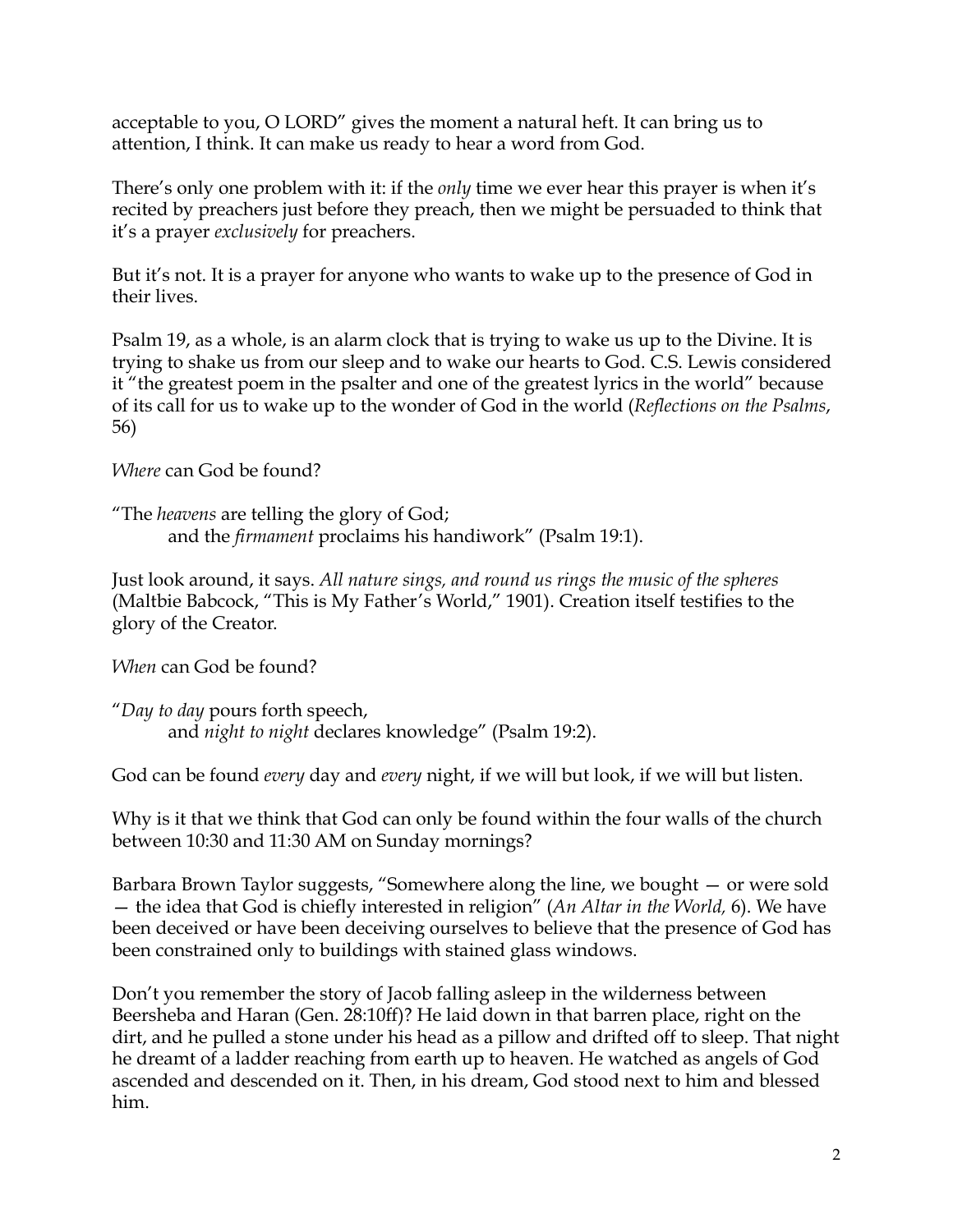acceptable to you, O LORD" gives the moment a natural heft. It can bring us to attention, I think. It can make us ready to hear a word from God.

There's only one problem with it: if the *only* time we ever hear this prayer is when it's recited by preachers just before they preach, then we might be persuaded to think that it's a prayer *exclusively* for preachers.

But it's not. It is a prayer for anyone who wants to wake up to the presence of God in their lives.

Psalm 19, as a whole, is an alarm clock that is trying to wake us up to the Divine. It is trying to shake us from our sleep and to wake our hearts to God. C.S. Lewis considered it "the greatest poem in the psalter and one of the greatest lyrics in the world" because of its call for us to wake up to the wonder of God in the world (*Reflections on the Psalms*, 56)

*Where* can God be found?

"The *heavens* are telling the glory of God;
and the *firmament* proclaims his handiwork" (Psalm 19:1).

Just look around, it says. *All nature sings, and round us rings the music of the spheres* (Maltbie Babcock, "This is My Father's World," 1901). Creation itself testifies to the glory of the Creator.

*When* can God be found?

"*Day to day* pours forth speech,
and *night to night* declares knowledge" (Psalm 19:2).

God can be found *every* day and *every* night, if we will but look, if we will but listen.

Why is it that we think that God can only be found within the four walls of the church between 10:30 and 11:30 AM on Sunday mornings?

Barbara Brown Taylor suggests, "Somewhere along the line, we bought — or were sold — the idea that God is chiefly interested in religion" (*An Altar in the World,* 6). We have been deceived or have been deceiving ourselves to believe that the presence of God has been constrained only to buildings with stained glass windows.

Don't you remember the story of Jacob falling asleep in the wilderness between Beersheba and Haran (Gen. 28:10ff)? He laid down in that barren place, right on the dirt, and he pulled a stone under his head as a pillow and drifted off to sleep. That night he dreamt of a ladder reaching from earth up to heaven. He watched as angels of God ascended and descended on it. Then, in his dream, God stood next to him and blessed him.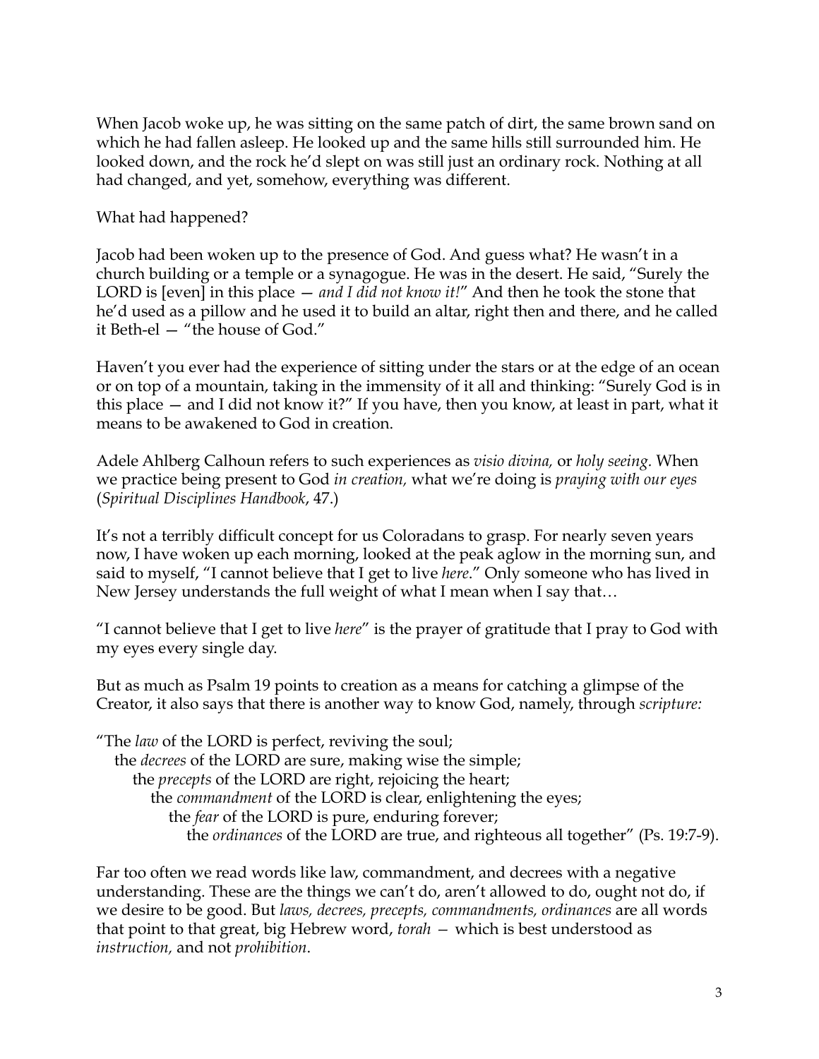When Jacob woke up, he was sitting on the same patch of dirt, the same brown sand on which he had fallen asleep. He looked up and the same hills still surrounded him. He looked down, and the rock he'd slept on was still just an ordinary rock. Nothing at all had changed, and yet, somehow, everything was different.

What had happened?

Jacob had been woken up to the presence of God. And guess what? He wasn't in a church building or a temple or a synagogue. He was in the desert. He said, "Surely the LORD is [even] in this place — *and I did not know it!*" And then he took the stone that he'd used as a pillow and he used it to build an altar, right then and there, and he called it Beth-el — "the house of God."

Haven't you ever had the experience of sitting under the stars or at the edge of an ocean or on top of a mountain, taking in the immensity of it all and thinking: "Surely God is in this place — and I did not know it?" If you have, then you know, at least in part, what it means to be awakened to God in creation.

Adele Ahlberg Calhoun refers to such experiences as *visio divina,* or *holy seeing.* When we practice being present to God *in creation,* what we're doing is *praying with our eyes* (*Spiritual Disciplines Handbook*, 47.)

It's not a terribly difficult concept for us Coloradans to grasp. For nearly seven years now, I have woken up each morning, looked at the peak aglow in the morning sun, and said to myself, "I cannot believe that I get to live *here*." Only someone who has lived in New Jersey understands the full weight of what I mean when I say that…

"I cannot believe that I get to live *here*" is the prayer of gratitude that I pray to God with my eyes every single day.

But as much as Psalm 19 points to creation as a means for catching a glimpse of the Creator, it also says that there is another way to know God, namely, through *scripture:*

"The *law* of the LORD is perfect, reviving the soul;
the *decrees* of the LORD are sure, making wise the simple;
the *precepts* of the LORD are right, rejoicing the heart;
the *commandment* of the LORD is clear, enlightening the eyes;
the *fear* of the LORD is pure, enduring forever;
the *ordinances* of the LORD are true, and righteous all together" (Ps. 19:7-9).

Far too often we read words like law, commandment, and decrees with a negative understanding. These are the things we can't do, aren't allowed to do, ought not do, if we desire to be good. But *laws, decrees, precepts, commandments, ordinances* are all words that point to that great, big Hebrew word, *torah* — which is best understood as *instruction,* and not *prohibition*.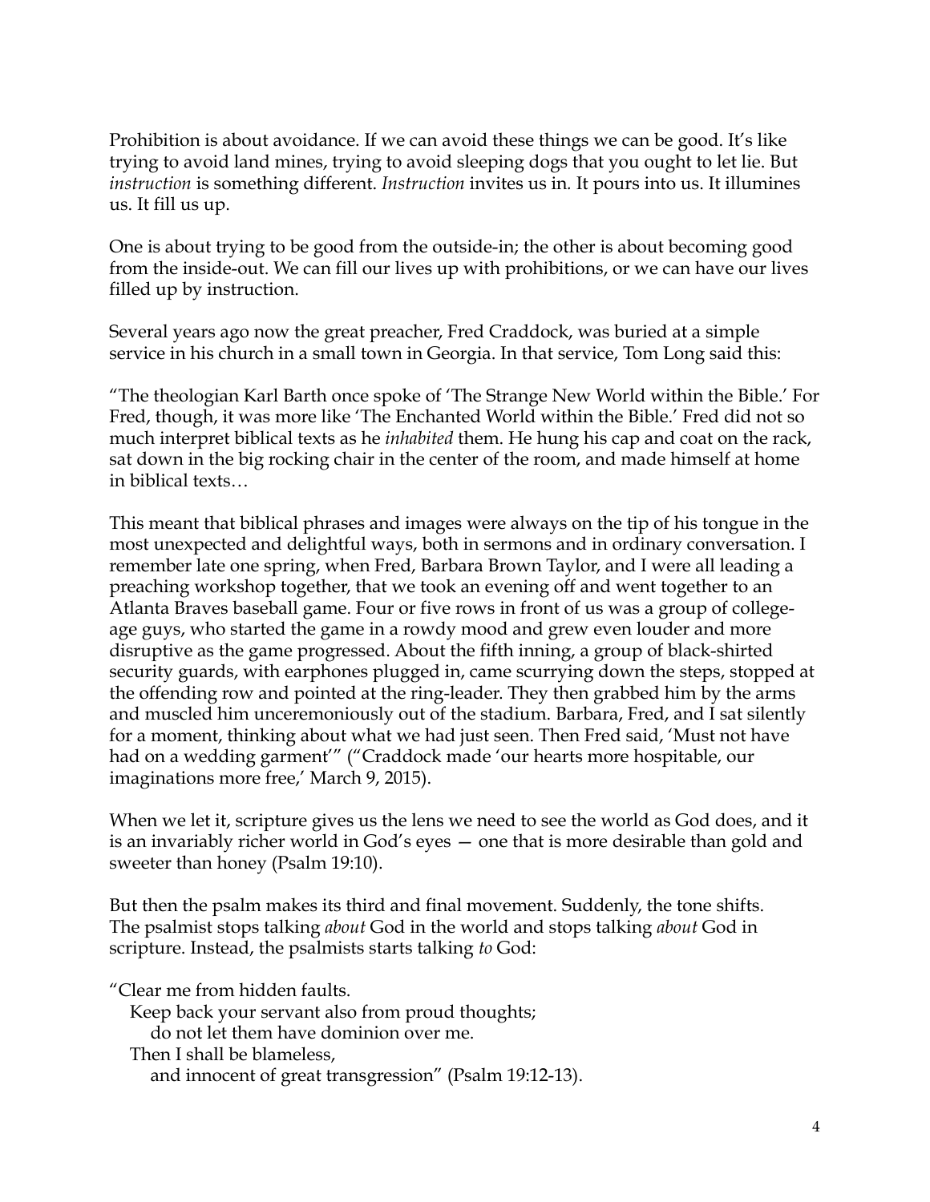Prohibition is about avoidance. If we can avoid these things we can be good. It's like trying to avoid land mines, trying to avoid sleeping dogs that you ought to let lie. But *instruction* is something different. *Instruction* invites us in. It pours into us. It illumines us. It fill us up.

One is about trying to be good from the outside-in; the other is about becoming good from the inside-out. We can fill our lives up with prohibitions, or we can have our lives filled up by instruction.

Several years ago now the great preacher, Fred Craddock, was buried at a simple service in his church in a small town in Georgia. In that service, Tom Long said this:

"The theologian Karl Barth once spoke of 'The Strange New World within the Bible.' For Fred, though, it was more like 'The Enchanted World within the Bible.' Fred did not so much interpret biblical texts as he *inhabited* them. He hung his cap and coat on the rack, sat down in the big rocking chair in the center of the room, and made himself at home in biblical texts…

This meant that biblical phrases and images were always on the tip of his tongue in the most unexpected and delightful ways, both in sermons and in ordinary conversation. I remember late one spring, when Fred, Barbara Brown Taylor, and I were all leading a preaching workshop together, that we took an evening off and went together to an Atlanta Braves baseball game. Four or five rows in front of us was a group of college-age guys, who started the game in a rowdy mood and grew even louder and more disruptive as the game progressed. About the fifth inning, a group of black-shirted security guards, with earphones plugged in, came scurrying down the steps, stopped at the offending row and pointed at the ring-leader. They then grabbed him by the arms and muscled him unceremoniously out of the stadium. Barbara, Fred, and I sat silently for a moment, thinking about what we had just seen. Then Fred said, 'Must not have had on a wedding garment'" ("Craddock made 'our hearts more hospitable, our imaginations more free,' March 9, 2015).

When we let it, scripture gives us the lens we need to see the world as God does, and it is an invariably richer world in God's eyes — one that is more desirable than gold and sweeter than honey (Psalm 19:10).

But then the psalm makes its third and final movement. Suddenly, the tone shifts. The psalmist stops talking *about* God in the world and stops talking *about* God in scripture. Instead, the psalmists starts talking *to* God:

"Clear me from hidden faults.  
  Keep back your servant also from proud thoughts;  
    do not let them have dominion over me.  
  Then I shall be blameless,  
    and innocent of great transgression" (Psalm 19:12-13).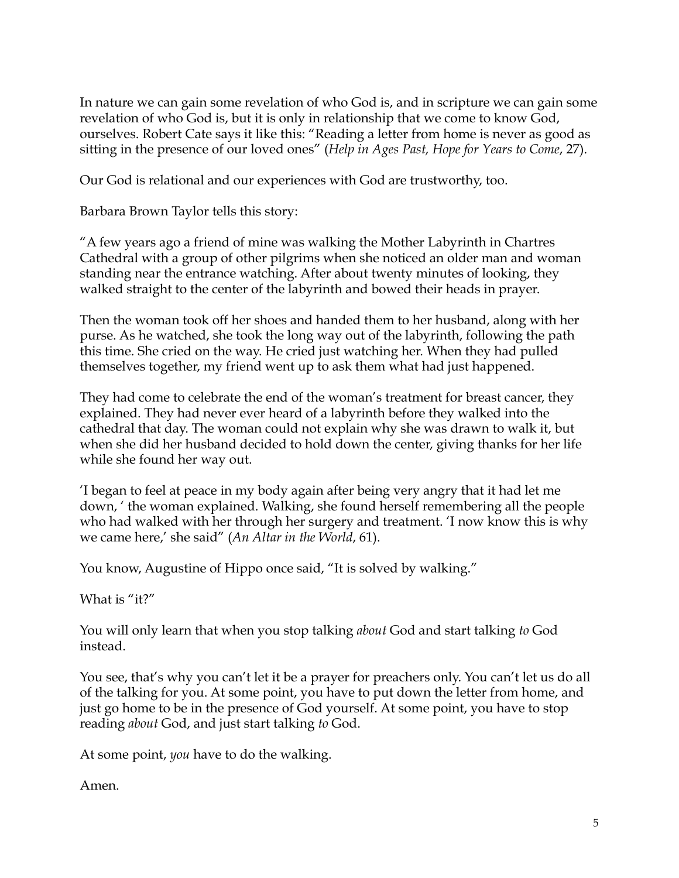In nature we can gain some revelation of who God is, and in scripture we can gain some revelation of who God is, but it is only in relationship that we come to know God, ourselves. Robert Cate says it like this: "Reading a letter from home is never as good as sitting in the presence of our loved ones" (*Help in Ages Past, Hope for Years to Come*, 27).

Our God is relational and our experiences with God are trustworthy, too.

Barbara Brown Taylor tells this story:

"A few years ago a friend of mine was walking the Mother Labyrinth in Chartres Cathedral with a group of other pilgrims when she noticed an older man and woman standing near the entrance watching. After about twenty minutes of looking, they walked straight to the center of the labyrinth and bowed their heads in prayer.

Then the woman took off her shoes and handed them to her husband, along with her purse. As he watched, she took the long way out of the labyrinth, following the path this time. She cried on the way. He cried just watching her. When they had pulled themselves together, my friend went up to ask them what had just happened.

They had come to celebrate the end of the woman's treatment for breast cancer, they explained. They had never ever heard of a labyrinth before they walked into the cathedral that day. The woman could not explain why she was drawn to walk it, but when she did her husband decided to hold down the center, giving thanks for her life while she found her way out.

'I began to feel at peace in my body again after being very angry that it had let me down, ' the woman explained. Walking, she found herself remembering all the people who had walked with her through her surgery and treatment. 'I now know this is why we came here,' she said" (*An Altar in the World*, 61).

You know, Augustine of Hippo once said, "It is solved by walking."

What is "it?"

You will only learn that when you stop talking *about* God and start talking *to* God instead.

You see, that's why you can't let it be a prayer for preachers only. You can't let us do all of the talking for you. At some point, you have to put down the letter from home, and just go home to be in the presence of God yourself. At some point, you have to stop reading *about* God, and just start talking *to* God.

At some point, *you* have to do the walking.

Amen.